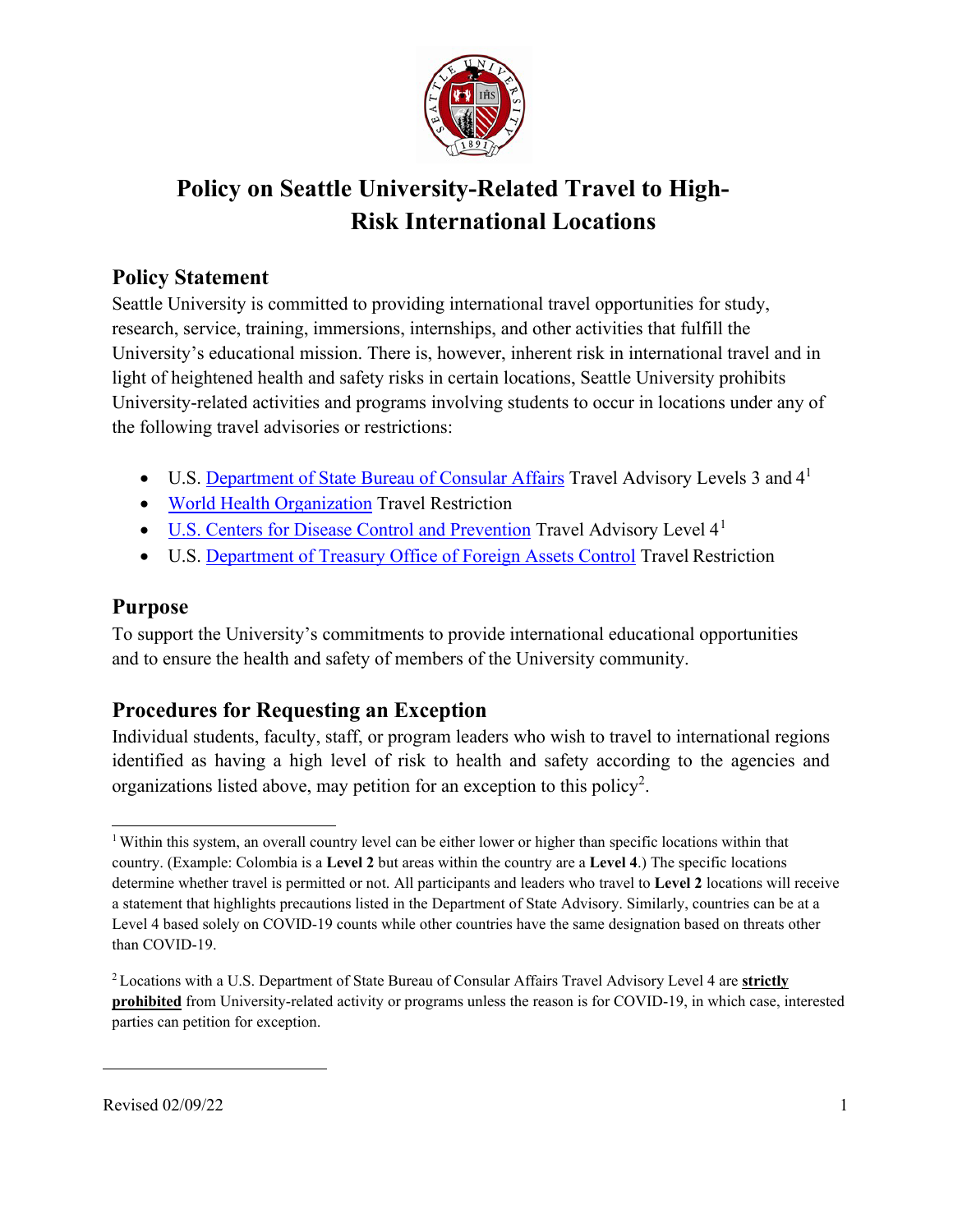# Policy on Seattle University-Related Travel to High-Risk International Locations

## Policy Statement

Seattle University is committed to providing international travel opportunities for study, research, service, training, immersions, internships, and other activities that fulfill the University's educational mission. There is, however, inherent risk in international travel and in light of heightened health and safety risks in certain locations, Seattle University prohibits University-related activities and programs involving students to occur in locations under any of the following travel advisories or restrictions:

- U.S. Department of State Bureau of Consular Affairs Travel Advisory Levels 3 and 4[1]
- World Health Organization Travel Restriction
- U.S. Centers for Disease Control and Prevention Travel Advisory Level 4[1]
- U.S. Department of Treasury Office of Foreign Assets Control Travel Restriction

## Purpose

To support the University's commitments to provide international educational opportunities and to ensure the health and safety of members of the University community.

## Procedures for Requesting an Exception

Individual students, faculty, staff, or program leaders who wish to travel to international regions identified as having a high level of risk to health and safety according to the agencies and organizations listed above, may petition for an exception to this policy[2].

---

[1] Within this system, an overall country level can be either lower or higher than specific locations within that country. (Example: Colombia is a **Level 2** but areas within the country are a **Level 4**.) The specific locations determine whether travel is permitted or not. All participants and leaders who travel to **Level 2** locations will receive a statement that highlights precautions listed in the Department of State Advisory. Similarly, countries can be at a Level 4 based solely on COVID-19 counts while other countries have the same designation based on threats other than COVID-19.

[2] Locations with a U.S. Department of State Bureau of Consular Affairs Travel Advisory Level 4 are **strictly prohibited** from University-related activity or programs unless the reason is for COVID-19, in which case, interested parties can petition for exception.

Revised 02/09/22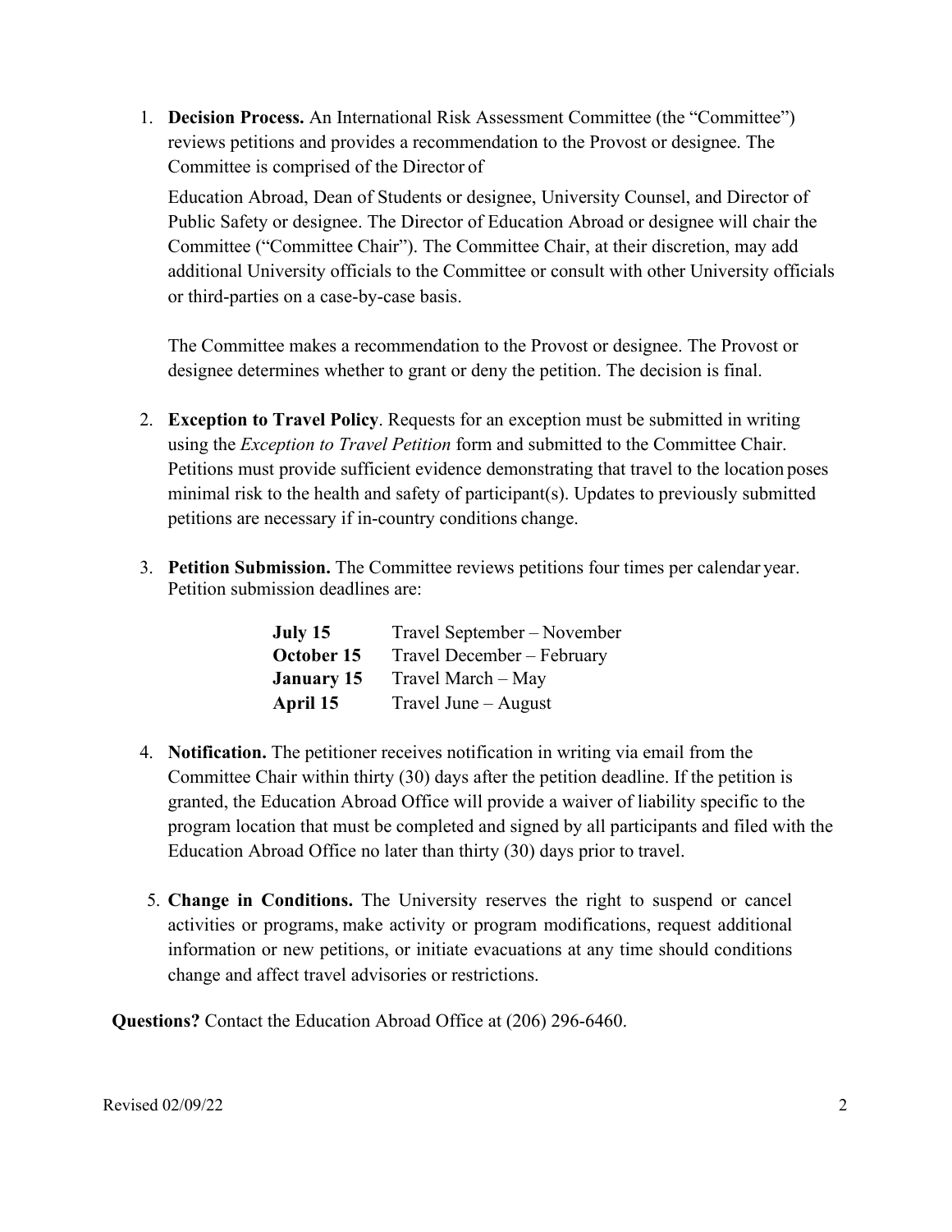1. **Decision Process.** An International Risk Assessment Committee (the "Committee") reviews petitions and provides a recommendation to the Provost or designee. The Committee is comprised of the Director of Education Abroad, Dean of Students or designee, University Counsel, and Director of Public Safety or designee. The Director of Education Abroad or designee will chair the Committee ("Committee Chair"). The Committee Chair, at their discretion, may add additional University officials to the Committee or consult with other University officials or third-parties on a case-by-case basis.

   The Committee makes a recommendation to the Provost or designee. The Provost or designee determines whether to grant or deny the petition. The decision is final.

2. **Exception to Travel Policy**. Requests for an exception must be submitted in writing using the *Exception to Travel Petition* form and submitted to the Committee Chair. Petitions must provide sufficient evidence demonstrating that travel to the location poses minimal risk to the health and safety of participant(s). Updates to previously submitted petitions are necessary if in-country conditions change.

3. **Petition Submission.** The Committee reviews petitions four times per calendar year. Petition submission deadlines are:

| | |
|---|---|
| **July 15** | Travel September – November |
| **October 15** | Travel December – February |
| **January 15** | Travel March – May |
| **April 15** | Travel June – August |

4. **Notification.** The petitioner receives notification in writing via email from the Committee Chair within thirty (30) days after the petition deadline. If the petition is granted, the Education Abroad Office will provide a waiver of liability specific to the program location that must be completed and signed by all participants and filed with the Education Abroad Office no later than thirty (30) days prior to travel.

5. **Change in Conditions.** The University reserves the right to suspend or cancel activities or programs, make activity or program modifications, request additional information or new petitions, or initiate evacuations at any time should conditions change and affect travel advisories or restrictions.

**Questions?** Contact the Education Abroad Office at (206) 296-6460.

Revised 02/09/22